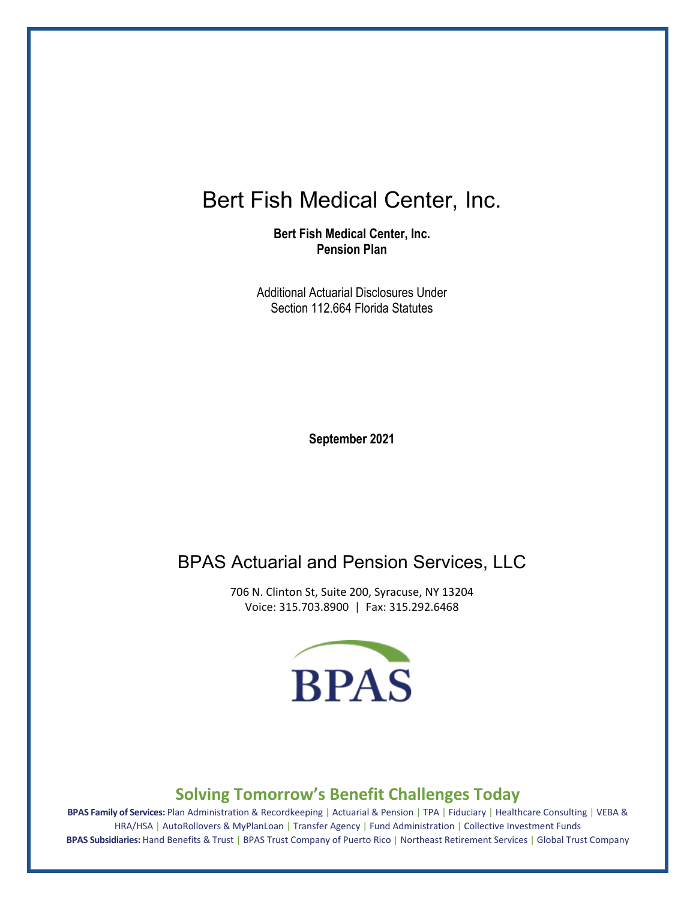# Bert Fish Medical Center, Inc.

**Bert Fish Medical Center, Inc.**
**Pension Plan**

Additional Actuarial Disclosures Under
Section 112.664 Florida Statutes

**September 2021**

## BPAS Actuarial and Pension Services, LLC

706 N. Clinton St, Suite 200, Syracuse, NY 13204
Voice: 315.703.8900 | Fax: 315.292.6468

BPAS

**Solving Tomorrow's Benefit Challenges Today**

**BPAS Family of Services:** Plan Administration & Recordkeeping | Actuarial & Pension | TPA | Fiduciary | Healthcare Consulting | VEBA & HRA/HSA | AutoRollovers & MyPlanLoan | Transfer Agency | Fund Administration | Collective Investment Funds

**BPAS Subsidiaries:** Hand Benefits & Trust | BPAS Trust Company of Puerto Rico | Northeast Retirement Services | Global Trust Company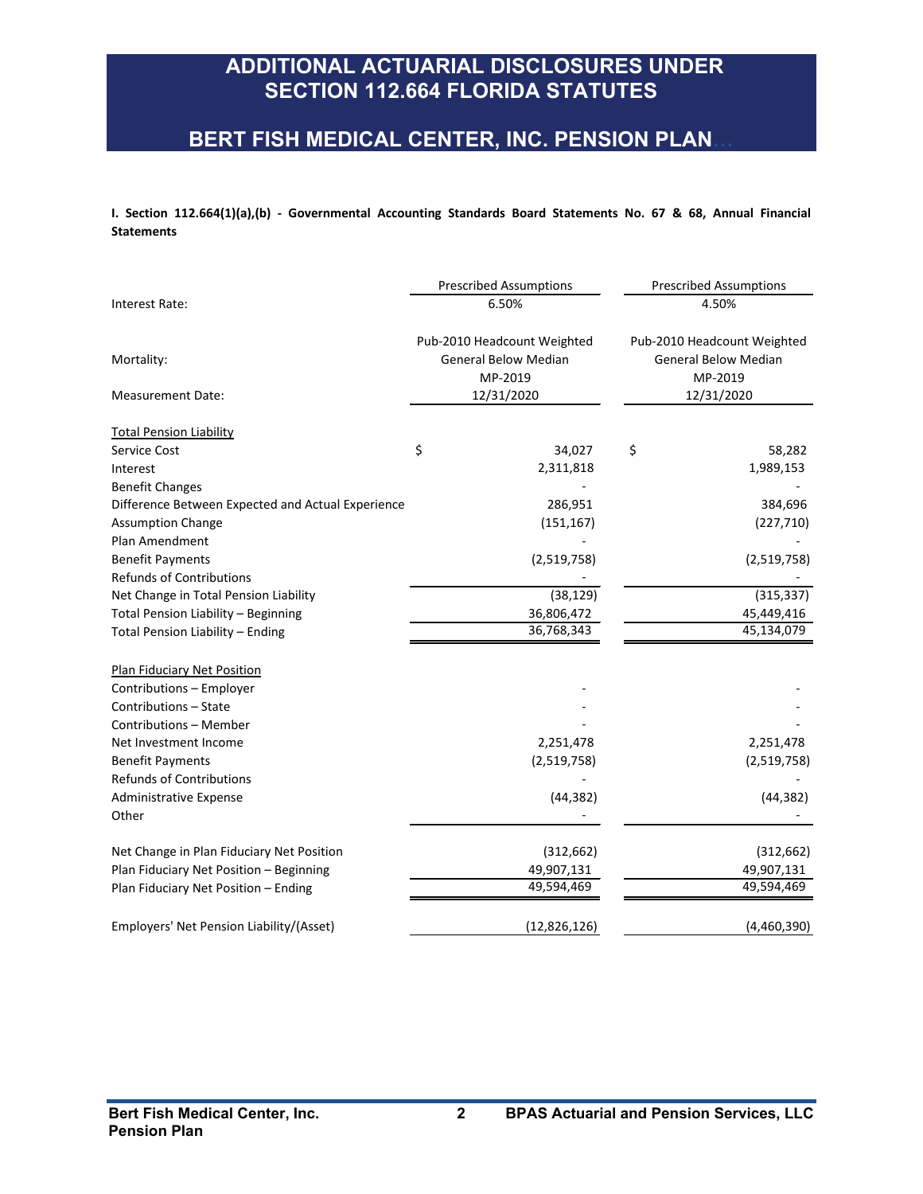# ADDITIONAL ACTUARIAL DISCLOSURES UNDER SECTION 112.664 FLORIDA STATUTES

## BERT FISH MEDICAL CENTER, INC. PENSION PLAN

**I. Section 112.664(1)(a),(b) - Governmental Accounting Standards Board Statements No. 67 & 68, Annual Financial Statements**

| | Prescribed Assumptions | Prescribed Assumptions |
|---|---|---|
| Interest Rate: | 6.50% | 4.50% |
| Mortality: | Pub-2010 Headcount Weighted General Below Median MP-2019 | Pub-2010 Headcount Weighted General Below Median MP-2019 |
| Measurement Date: | 12/31/2020 | 12/31/2020 |
| **Total Pension Liability** | | |
| Service Cost | $ 34,027 | $ 58,282 |
| Interest | 2,311,818 | 1,989,153 |
| Benefit Changes | - | - |
| Difference Between Expected and Actual Experience | 286,951 | 384,696 |
| Assumption Change | (151,167) | (227,710) |
| Plan Amendment | - | - |
| Benefit Payments | (2,519,758) | (2,519,758) |
| Refunds of Contributions | - | - |
| Net Change in Total Pension Liability | (38,129) | (315,337) |
| Total Pension Liability – Beginning | 36,806,472 | 45,449,416 |
| Total Pension Liability – Ending | 36,768,343 | 45,134,079 |
| **Plan Fiduciary Net Position** | | |
| Contributions – Employer | - | - |
| Contributions – State | - | - |
| Contributions – Member | - | - |
| Net Investment Income | 2,251,478 | 2,251,478 |
| Benefit Payments | (2,519,758) | (2,519,758) |
| Refunds of Contributions | - | - |
| Administrative Expense | (44,382) | (44,382) |
| Other | - | - |
| Net Change in Plan Fiduciary Net Position | (312,662) | (312,662) |
| Plan Fiduciary Net Position – Beginning | 49,907,131 | 49,907,131 |
| Plan Fiduciary Net Position – Ending | 49,594,469 | 49,594,469 |
| Employers' Net Pension Liability/(Asset) | (12,826,126) | (4,460,390) |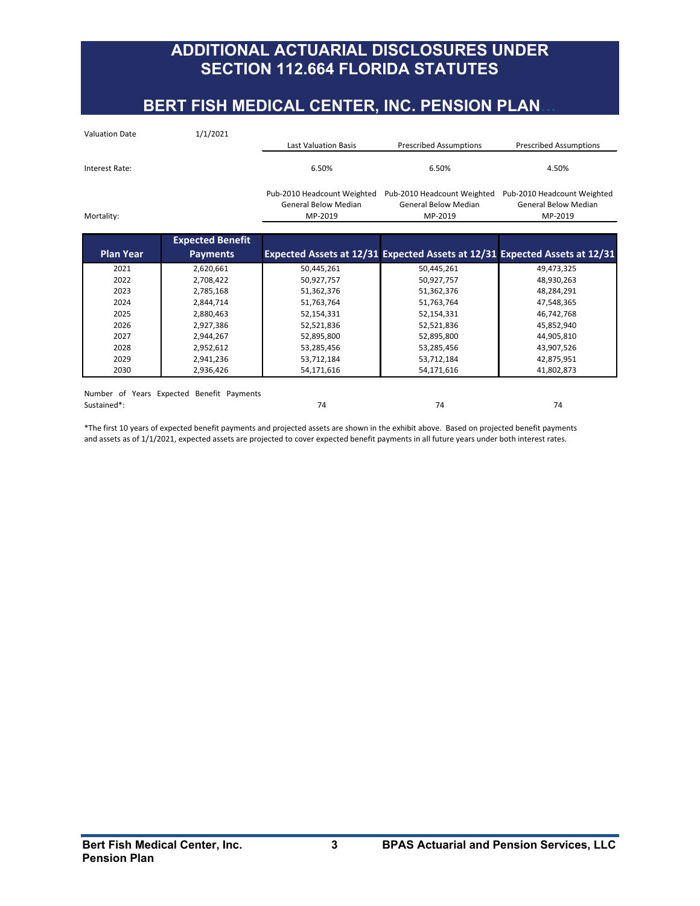# ADDITIONAL ACTUARIAL DISCLOSURES UNDER SECTION 112.664 FLORIDA STATUTES

## BERT FISH MEDICAL CENTER, INC. PENSION PLAN

| Valuation Date 1/1/2021 | Last Valuation Basis | Prescribed Assumptions | Prescribed Assumptions |
|---|---|---|---|
| Interest Rate: | 6.50% | 6.50% | 4.50% |
| Mortality: | Pub-2010 Headcount Weighted General Below Median MP-2019 | Pub-2010 Headcount Weighted General Below Median MP-2019 | Pub-2010 Headcount Weighted General Below Median MP-2019 |

| Plan Year | Expected Benefit Payments | Expected Assets at 12/31 | Expected Assets at 12/31 | Expected Assets at 12/31 |
|---|---|---|---|---|
| 2021 | 2,620,661 | 50,445,261 | 50,445,261 | 49,473,325 |
| 2022 | 2,708,422 | 50,927,757 | 50,927,757 | 48,930,263 |
| 2023 | 2,785,168 | 51,362,376 | 51,362,376 | 48,284,291 |
| 2024 | 2,844,714 | 51,763,764 | 51,763,764 | 47,548,365 |
| 2025 | 2,880,463 | 52,154,331 | 52,154,331 | 46,742,768 |
| 2026 | 2,927,386 | 52,521,836 | 52,521,836 | 45,852,940 |
| 2027 | 2,944,267 | 52,895,800 | 52,895,800 | 44,905,810 |
| 2028 | 2,952,612 | 53,285,456 | 53,285,456 | 43,907,526 |
| 2029 | 2,941,236 | 53,712,184 | 53,712,184 | 42,875,951 |
| 2030 | 2,936,426 | 54,171,616 | 54,171,616 | 41,802,873 |

| Number of Years Expected Benefit Payments Sustained*: | 74 | 74 | 74 |
|---|---|---|---|

*The first 10 years of expected benefit payments and projected assets are shown in the exhibit above. Based on projected benefit payments and assets as of 1/1/2021, expected assets are projected to cover expected benefit payments in all future years under both interest rates.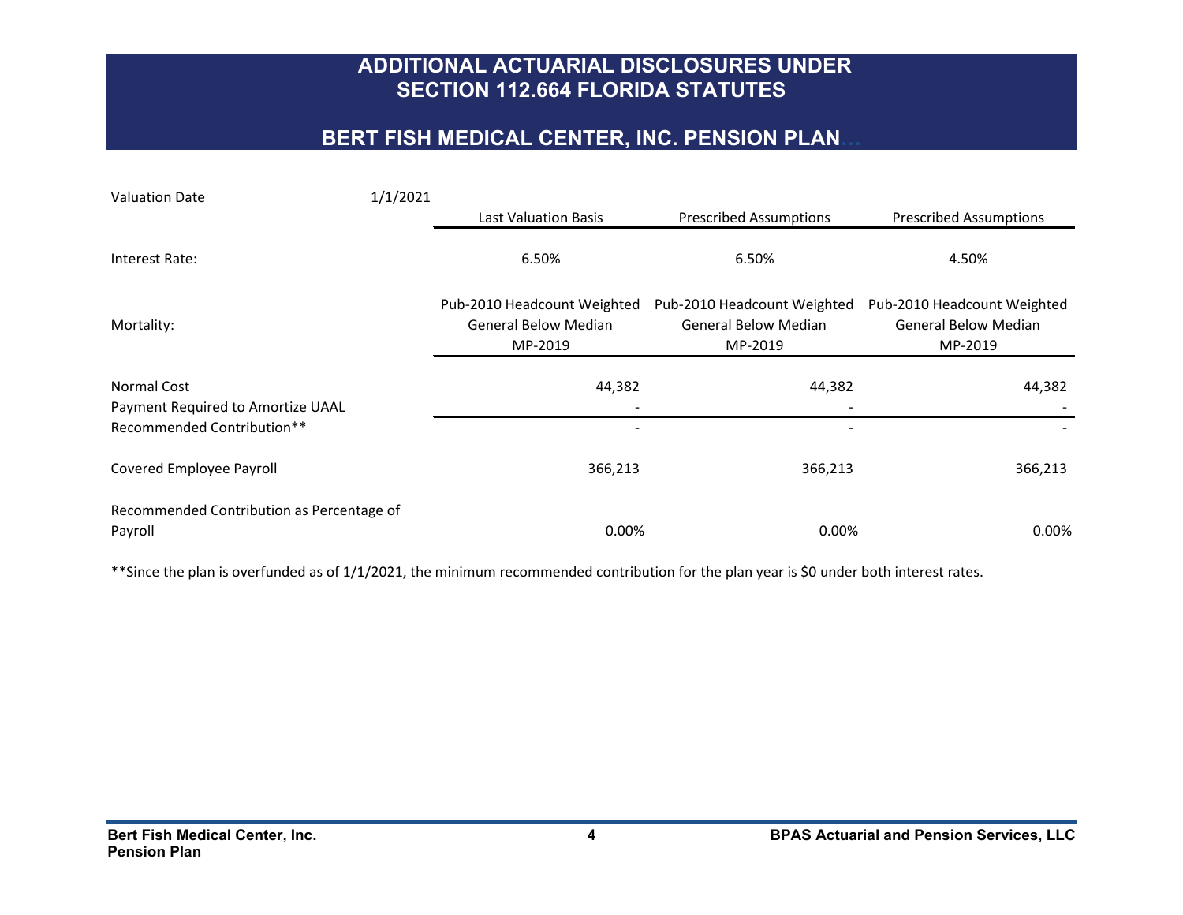# ADDITIONAL ACTUARIAL DISCLOSURES UNDER SECTION 112.664 FLORIDA STATUTES

## BERT FISH MEDICAL CENTER, INC. PENSION PLAN

| Valuation Date 1/1/2021 | Last Valuation Basis | Prescribed Assumptions | Prescribed Assumptions |
|---|---|---|---|
| Interest Rate: | 6.50% | 6.50% | 4.50% |
| Mortality: | Pub-2010 Headcount Weighted General Below Median MP-2019 | Pub-2010 Headcount Weighted General Below Median MP-2019 | Pub-2010 Headcount Weighted General Below Median MP-2019 |
| Normal Cost | 44,382 | 44,382 | 44,382 |
| Payment Required to Amortize UAAL | - | - | - |
| Recommended Contribution** | - | - | - |
| Covered Employee Payroll | 366,213 | 366,213 | 366,213 |
| Recommended Contribution as Percentage of Payroll | 0.00% | 0.00% | 0.00% |

**Since the plan is overfunded as of 1/1/2021, the minimum recommended contribution for the plan year is $0 under both interest rates.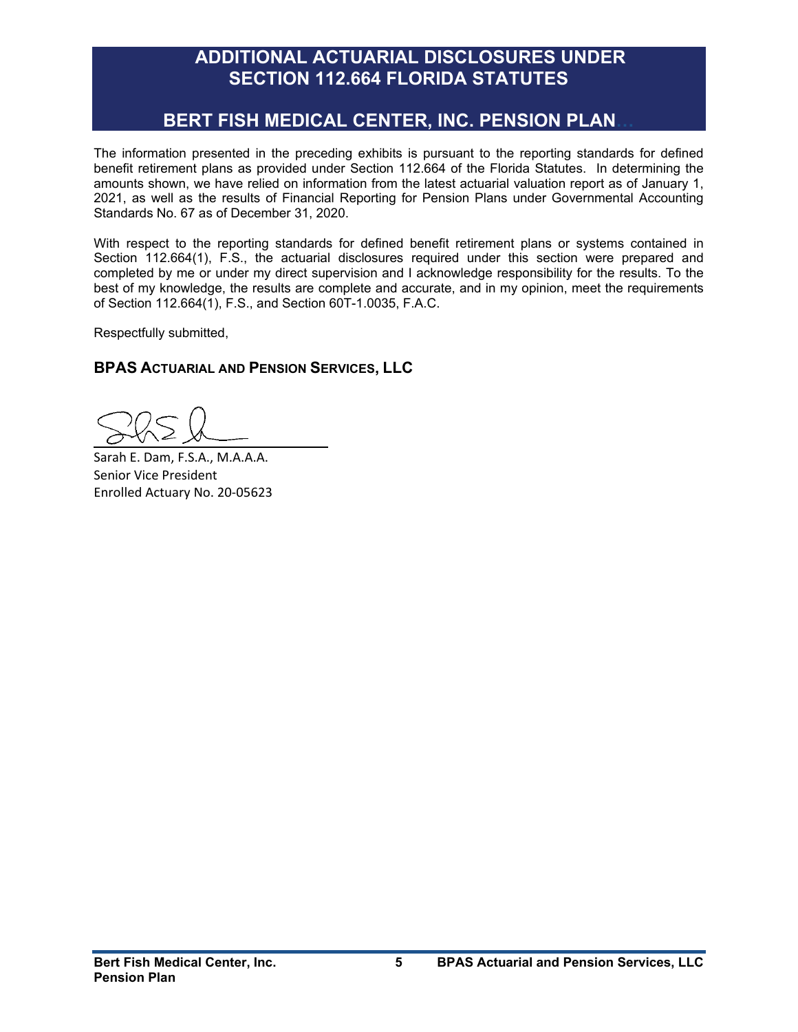# ADDITIONAL ACTUARIAL DISCLOSURES UNDER SECTION 112.664 FLORIDA STATUTES

## BERT FISH MEDICAL CENTER, INC. PENSION PLAN

The information presented in the preceding exhibits is pursuant to the reporting standards for defined benefit retirement plans as provided under Section 112.664 of the Florida Statutes. In determining the amounts shown, we have relied on information from the latest actuarial valuation report as of January 1, 2021, as well as the results of Financial Reporting for Pension Plans under Governmental Accounting Standards No. 67 as of December 31, 2020.

With respect to the reporting standards for defined benefit retirement plans or systems contained in Section 112.664(1), F.S., the actuarial disclosures required under this section were prepared and completed by me or under my direct supervision and I acknowledge responsibility for the results. To the best of my knowledge, the results are complete and accurate, and in my opinion, meet the requirements of Section 112.664(1), F.S., and Section 60T-1.0035, F.A.C.

Respectfully submitted,

**BPAS ACTUARIAL AND PENSION SERVICES, LLC**

Sarah E. Dam, F.S.A., M.A.A.A.
Senior Vice President
Enrolled Actuary No. 20-05623